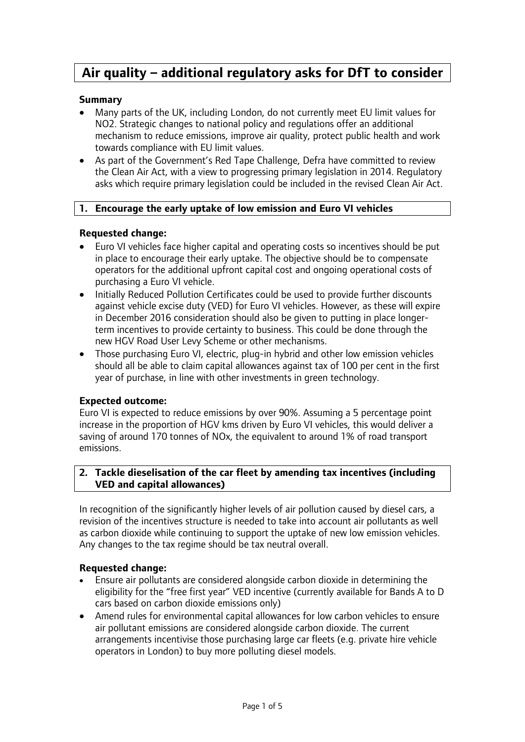# Air quality – additional regulatory asks for DfT to consider

**Summary**

- Many parts of the UK, including London, do not currently meet EU limit values for $NO_2$. Strategic changes to national policy and regulations offer an additional mechanism to reduce emissions, improve air quality, protect public health and work towards compliance with EU limit values.
- As part of the Government's Red Tape Challenge, Defra have committed to review the Clean Air Act, with a view to progressing primary legislation in 2014. Regulatory asks which require primary legislation could be included in the revised Clean Air Act.

## 1. Encourage the early uptake of low emission and Euro VI vehicles

**Requested change:**

- Euro VI vehicles face higher capital and operating costs so incentives should be put in place to encourage their early uptake. The objective should be to compensate operators for the additional upfront capital cost and ongoing operational costs of purchasing a Euro VI vehicle.
- Initially Reduced Pollution Certificates could be used to provide further discounts against vehicle excise duty (VED) for Euro VI vehicles. However, as these will expire in December 2016 consideration should also be given to putting in place longer-term incentives to provide certainty to business. This could be done through the new HGV Road User Levy Scheme or other mechanisms.
- Those purchasing Euro VI, electric, plug-in hybrid and other low emission vehicles should all be able to claim capital allowances against tax of 100 per cent in the first year of purchase, in line with other investments in green technology.

**Expected outcome:**

Euro VI is expected to reduce emissions by over 90%. Assuming a 5 percentage point increase in the proportion of HGV kms driven by Euro VI vehicles, this would deliver a saving of around 170 tonnes of $NO_x$, the equivalent to around 1% of road transport emissions.

## 2. Tackle dieselisation of the car fleet by amending tax incentives (including VED and capital allowances)

In recognition of the significantly higher levels of air pollution caused by diesel cars, a revision of the incentives structure is needed to take into account air pollutants as well as carbon dioxide while continuing to support the uptake of new low emission vehicles. Any changes to the tax regime should be tax neutral overall.

**Requested change:**

- Ensure air pollutants are considered alongside carbon dioxide in determining the eligibility for the "free first year" VED incentive (currently available for Bands A to D cars based on carbon dioxide emissions only)
- Amend rules for environmental capital allowances for low carbon vehicles to ensure air pollutant emissions are considered alongside carbon dioxide. The current arrangements incentivise those purchasing large car fleets (e.g. private hire vehicle operators in London) to buy more polluting diesel models.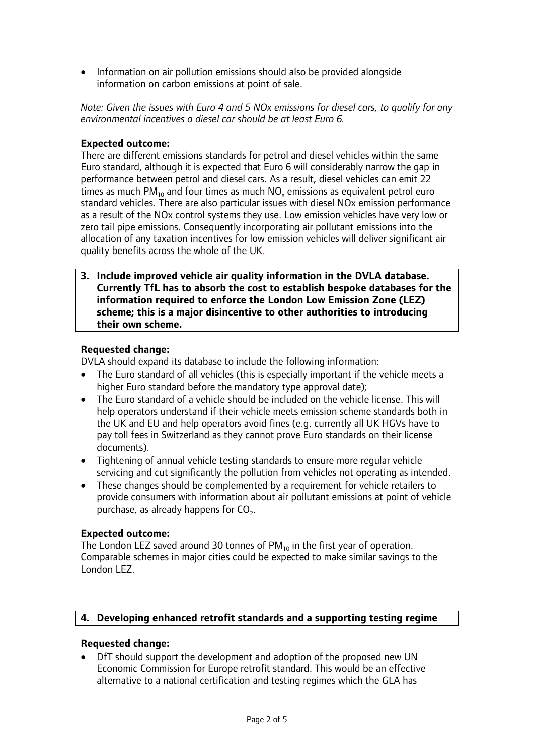- Information on air pollution emissions should also be provided alongside information on carbon emissions at point of sale.

*Note: Given the issues with Euro 4 and 5 NOx emissions for diesel cars, to qualify for any environmental incentives a diesel car should be at least Euro 6.*

**Expected outcome:**
There are different emissions standards for petrol and diesel vehicles within the same Euro standard, although it is expected that Euro 6 will considerably narrow the gap in performance between petrol and diesel cars. As a result, diesel vehicles can emit 22 times as much $PM_{10}$ and four times as much $NO_x$ emissions as equivalent petrol euro standard vehicles. There are also particular issues with diesel NOx emission performance as a result of the NOx control systems they use. Low emission vehicles have very low or zero tail pipe emissions. Consequently incorporating air pollutant emissions into the allocation of any taxation incentives for low emission vehicles will deliver significant air quality benefits across the whole of the UK.

**3. Include improved vehicle air quality information in the DVLA database. Currently TfL has to absorb the cost to establish bespoke databases for the information required to enforce the London Low Emission Zone (LEZ) scheme; this is a major disincentive to other authorities to introducing their own scheme.**

**Requested change:**
DVLA should expand its database to include the following information:

- The Euro standard of all vehicles (this is especially important if the vehicle meets a higher Euro standard before the mandatory type approval date);
- The Euro standard of a vehicle should be included on the vehicle license. This will help operators understand if their vehicle meets emission scheme standards both in the UK and EU and help operators avoid fines (e.g. currently all UK HGVs have to pay toll fees in Switzerland as they cannot prove Euro standards on their license documents).
- Tightening of annual vehicle testing standards to ensure more regular vehicle servicing and cut significantly the pollution from vehicles not operating as intended.
- These changes should be complemented by a requirement for vehicle retailers to provide consumers with information about air pollutant emissions at point of vehicle purchase, as already happens for $CO_2$.

**Expected outcome:**
The London LEZ saved around 30 tonnes of $PM_{10}$ in the first year of operation. Comparable schemes in major cities could be expected to make similar savings to the London LEZ.

**4. Developing enhanced retrofit standards and a supporting testing regime**

**Requested change:**

- DfT should support the development and adoption of the proposed new UN Economic Commission for Europe retrofit standard. This would be an effective alternative to a national certification and testing regimes which the GLA has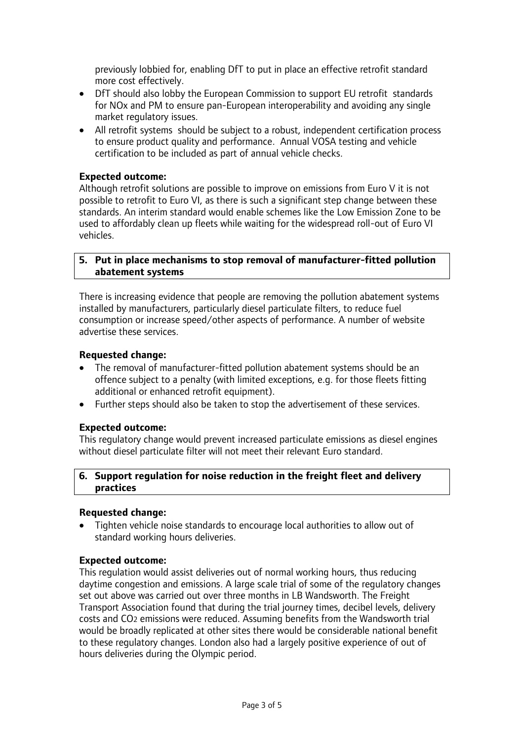previously lobbied for, enabling DfT to put in place an effective retrofit standard more cost effectively.

- DfT should also lobby the European Commission to support EU retrofit standards for NOx and PM to ensure pan-European interoperability and avoiding any single market regulatory issues.
- All retrofit systems should be subject to a robust, independent certification process to ensure product quality and performance. Annual VOSA testing and vehicle certification to be included as part of annual vehicle checks.

**Expected outcome:**

Although retrofit solutions are possible to improve on emissions from Euro V it is not possible to retrofit to Euro VI, as there is such a significant step change between these standards. An interim standard would enable schemes like the Low Emission Zone to be used to affordably clean up fleets while waiting for the widespread roll-out of Euro VI vehicles.

### 5. Put in place mechanisms to stop removal of manufacturer-fitted pollution abatement systems

There is increasing evidence that people are removing the pollution abatement systems installed by manufacturers, particularly diesel particulate filters, to reduce fuel consumption or increase speed/other aspects of performance. A number of website advertise these services.

**Requested change:**

- The removal of manufacturer-fitted pollution abatement systems should be an offence subject to a penalty (with limited exceptions, e.g. for those fleets fitting additional or enhanced retrofit equipment).
- Further steps should also be taken to stop the advertisement of these services.

**Expected outcome:**

This regulatory change would prevent increased particulate emissions as diesel engines without diesel particulate filter will not meet their relevant Euro standard.

### 6. Support regulation for noise reduction in the freight fleet and delivery practices

**Requested change:**

- Tighten vehicle noise standards to encourage local authorities to allow out of standard working hours deliveries.

**Expected outcome:**

This regulation would assist deliveries out of normal working hours, thus reducing daytime congestion and emissions. A large scale trial of some of the regulatory changes set out above was carried out over three months in LB Wandsworth. The Freight Transport Association found that during the trial journey times, decibel levels, delivery costs and $CO_2$ emissions were reduced. Assuming benefits from the Wandsworth trial would be broadly replicated at other sites there would be considerable national benefit to these regulatory changes. London also had a largely positive experience of out of hours deliveries during the Olympic period.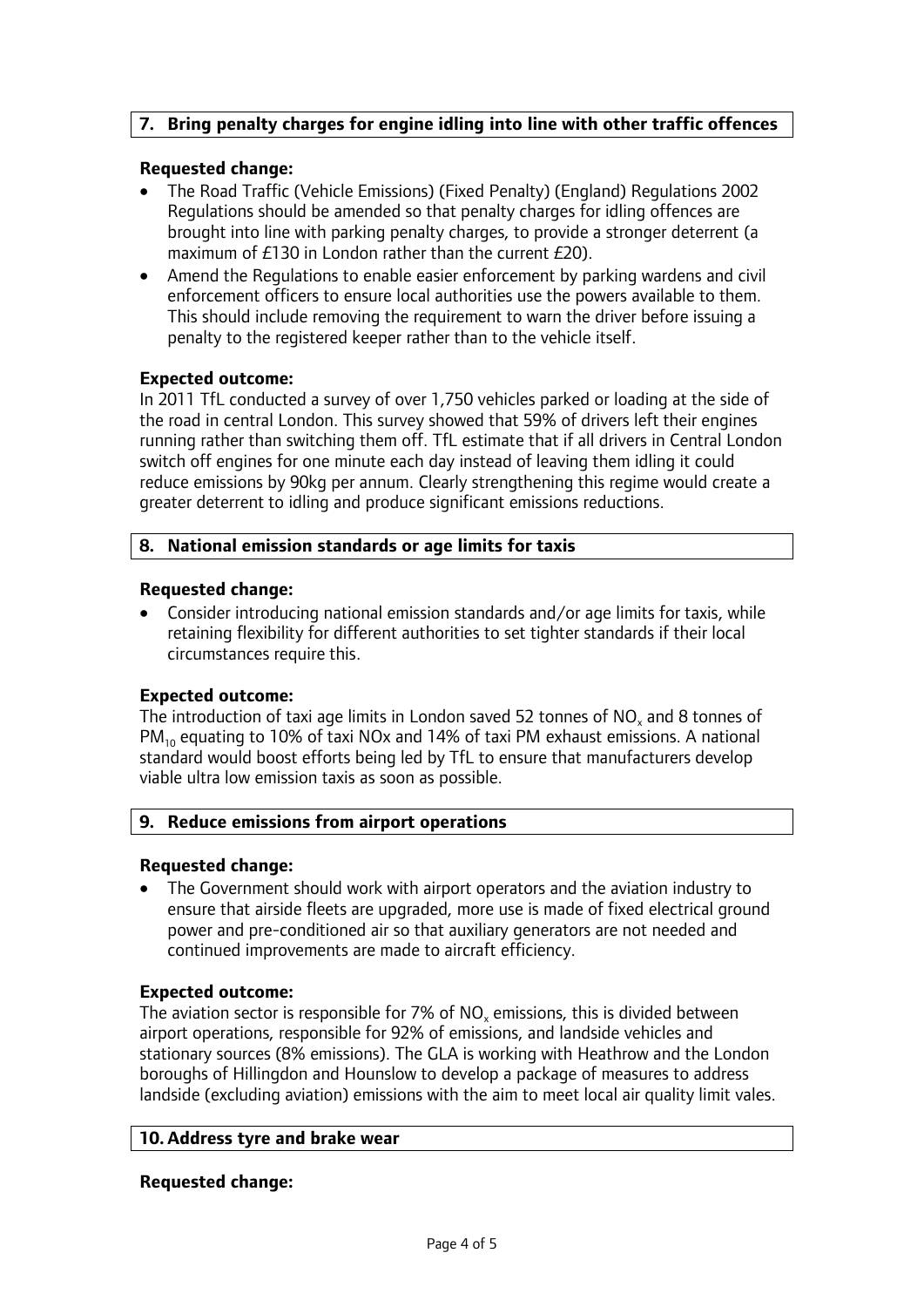### 7. Bring penalty charges for engine idling into line with other traffic offences

**Requested change:**

- The Road Traffic (Vehicle Emissions) (Fixed Penalty) (England) Regulations 2002 Regulations should be amended so that penalty charges for idling offences are brought into line with parking penalty charges, to provide a stronger deterrent (a maximum of £130 in London rather than the current £20).
- Amend the Regulations to enable easier enforcement by parking wardens and civil enforcement officers to ensure local authorities use the powers available to them. This should include removing the requirement to warn the driver before issuing a penalty to the registered keeper rather than to the vehicle itself.

**Expected outcome:**

In 2011 TfL conducted a survey of over 1,750 vehicles parked or loading at the side of the road in central London. This survey showed that 59% of drivers left their engines running rather than switching them off. TfL estimate that if all drivers in Central London switch off engines for one minute each day instead of leaving them idling it could reduce emissions by 90kg per annum. Clearly strengthening this regime would create a greater deterrent to idling and produce significant emissions reductions.

### 8. National emission standards or age limits for taxis

**Requested change:**

- Consider introducing national emission standards and/or age limits for taxis, while retaining flexibility for different authorities to set tighter standards if their local circumstances require this.

**Expected outcome:**

The introduction of taxi age limits in London saved 52 tonnes of $NO_x$ and 8 tonnes of $PM_{10}$ equating to 10% of taxi NOx and 14% of taxi PM exhaust emissions. A national standard would boost efforts being led by TfL to ensure that manufacturers develop viable ultra low emission taxis as soon as possible.

### 9. Reduce emissions from airport operations

**Requested change:**

- The Government should work with airport operators and the aviation industry to ensure that airside fleets are upgraded, more use is made of fixed electrical ground power and pre-conditioned air so that auxiliary generators are not needed and continued improvements are made to aircraft efficiency.

**Expected outcome:**

The aviation sector is responsible for 7% of $NO_x$ emissions, this is divided between airport operations, responsible for 92% of emissions, and landside vehicles and stationary sources (8% emissions). The GLA is working with Heathrow and the London boroughs of Hillingdon and Hounslow to develop a package of measures to address landside (excluding aviation) emissions with the aim to meet local air quality limit vales.

### 10. Address tyre and brake wear

**Requested change:**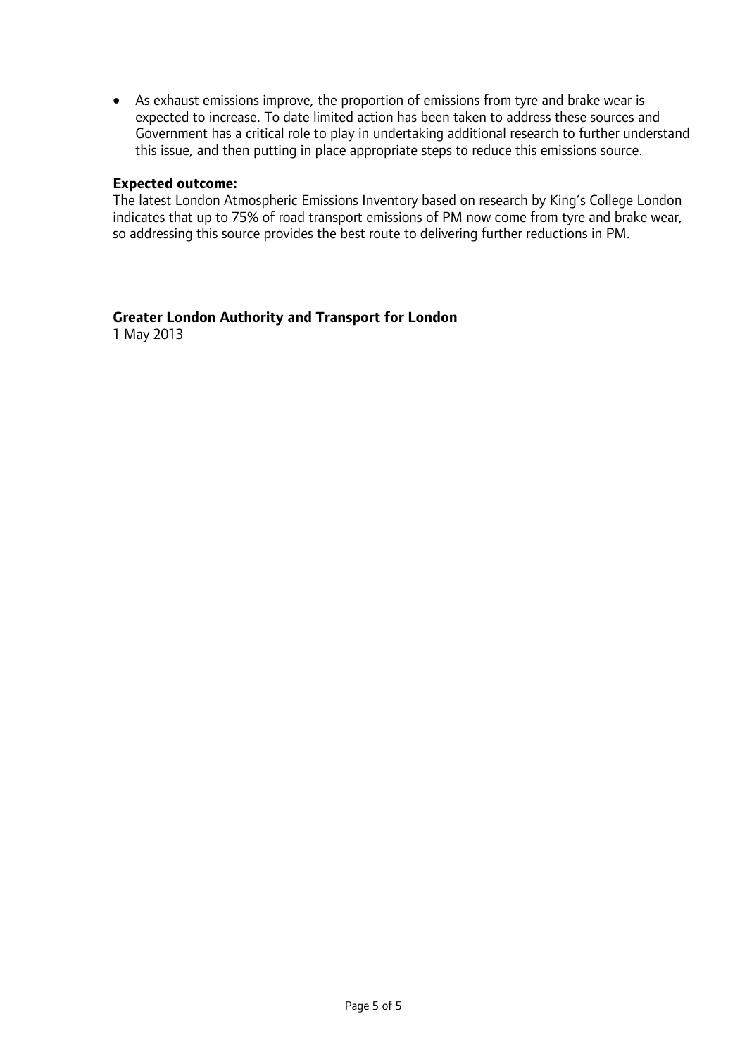- As exhaust emissions improve, the proportion of emissions from tyre and brake wear is expected to increase. To date limited action has been taken to address these sources and Government has a critical role to play in undertaking additional research to further understand this issue, and then putting in place appropriate steps to reduce this emissions source.

**Expected outcome:**
The latest London Atmospheric Emissions Inventory based on research by King's College London indicates that up to 75% of road transport emissions of PM now come from tyre and brake wear, so addressing this source provides the best route to delivering further reductions in PM.

**Greater London Authority and Transport for London**
1 May 2013